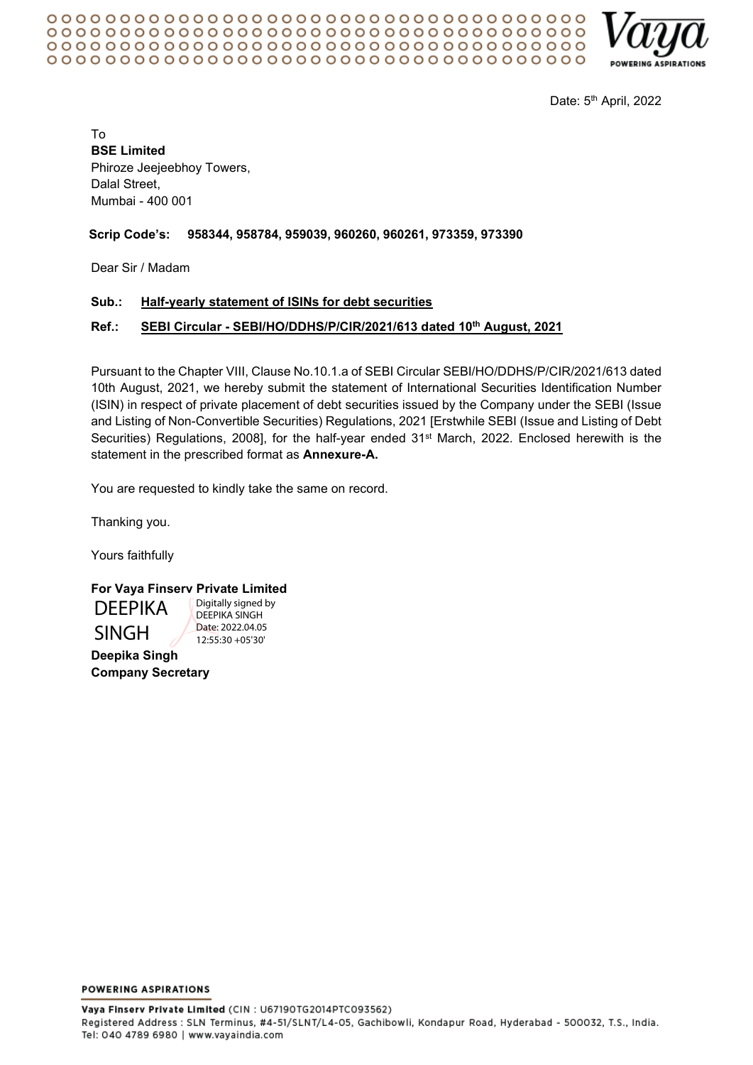Date: 5th April, 2022

To
**BSE Limited**
Phiroze Jeejeebhoy Towers,
Dalal Street,
Mumbai - 400 001

**Scrip Code's: 958344, 958784, 959039, 960260, 960261, 973359, 973390**

Dear Sir / Madam

**Sub.: Half-yearly statement of ISINs for debt securities**

**Ref.: SEBI Circular - SEBI/HO/DDHS/P/CIR/2021/613 dated 10th August, 2021**

Pursuant to the Chapter VIII, Clause No.10.1.a of SEBI Circular SEBI/HO/DDHS/P/CIR/2021/613 dated 10th August, 2021, we hereby submit the statement of International Securities Identification Number (ISIN) in respect of private placement of debt securities issued by the Company under the SEBI (Issue and Listing of Non-Convertible Securities) Regulations, 2021 [Erstwhile SEBI (Issue and Listing of Debt Securities) Regulations, 2008], for the half-year ended 31st March, 2022. Enclosed herewith is the statement in the prescribed format as **Annexure-A.**

You are requested to kindly take the same on record.

Thanking you.

Yours faithfully

**For Vaya Finserv Private Limited**

DEEPIKA SINGH
Digitally signed by DEEPIKA SINGH
Date: 2022.04.05 12:55:30 +05'30'

**Deepika Singh**
**Company Secretary**

**POWERING ASPIRATIONS**

**Vaya Finserv Private Limited** (CIN : U67190TG2014PTC093562)
Registered Address : SLN Terminus, #4-51/SLNT/L4-05, Gachibowli, Kondapur Road, Hyderabad - 500032, T.S., India.
Tel: 040 4789 6980 | www.vayaindia.com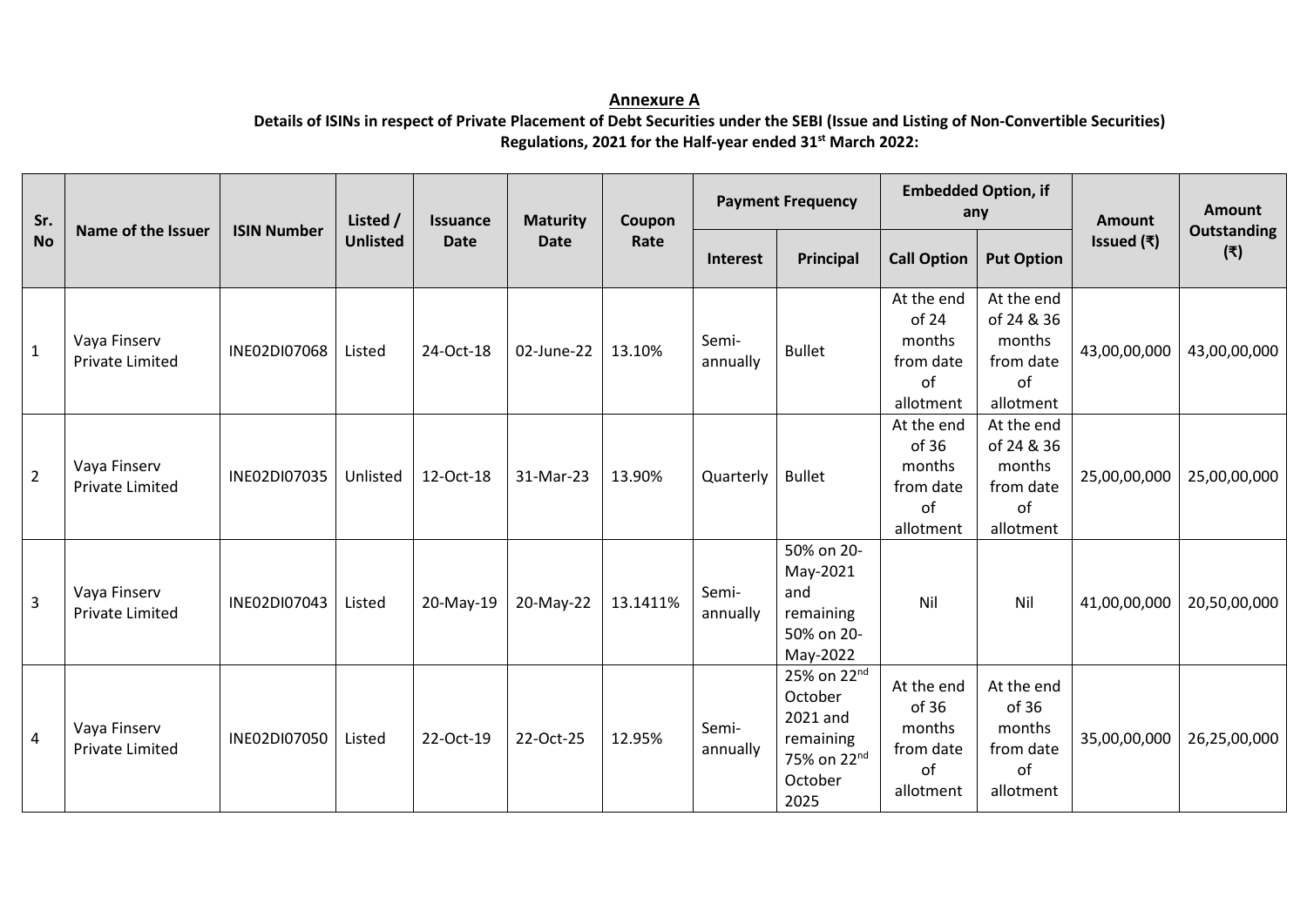**Annexure A**

**Details of ISINs in respect of Private Placement of Debt Securities under the SEBI (Issue and Listing of Non-Convertible Securities) Regulations, 2021 for the Half-year ended 31st March 2022:**

| Sr. No | Name of the Issuer | ISIN Number | Listed / Unlisted | Issuance Date | Maturity Date | Coupon Rate | Payment Frequency | | Embedded Option, if any | | Amount Issued (₹) | Amount Outstanding (₹) |
|---|---|---|---|---|---|---|---|---|---|---|---|---|
| | | | | | | | Interest | Principal | Call Option | Put Option | | |
| 1 | Vaya Finserv Private Limited | INE02DI07068 | Listed | 24-Oct-18 | 02-June-22 | 13.10% | Semi-annually | Bullet | At the end of 24 months from date of allotment | At the end of 24 & 36 months from date of allotment | 43,00,00,000 | 43,00,00,000 |
| 2 | Vaya Finserv Private Limited | INE02DI07035 | Unlisted | 12-Oct-18 | 31-Mar-23 | 13.90% | Quarterly | Bullet | At the end of 36 months from date of allotment | At the end of 24 & 36 months from date of allotment | 25,00,00,000 | 25,00,00,000 |
| 3 | Vaya Finserv Private Limited | INE02DI07043 | Listed | 20-May-19 | 20-May-22 | 13.1411% | Semi-annually | 50% on 20-May-2021 and remaining 50% on 20-May-2022 | Nil | Nil | 41,00,00,000 | 20,50,00,000 |
| 4 | Vaya Finserv Private Limited | INE02DI07050 | Listed | 22-Oct-19 | 22-Oct-25 | 12.95% | Semi-annually | 25% on 22nd October 2021 and remaining 75% on 22nd October 2025 | At the end of 36 months from date of allotment | At the end of 36 months from date of allotment | 35,00,00,000 | 26,25,00,000 |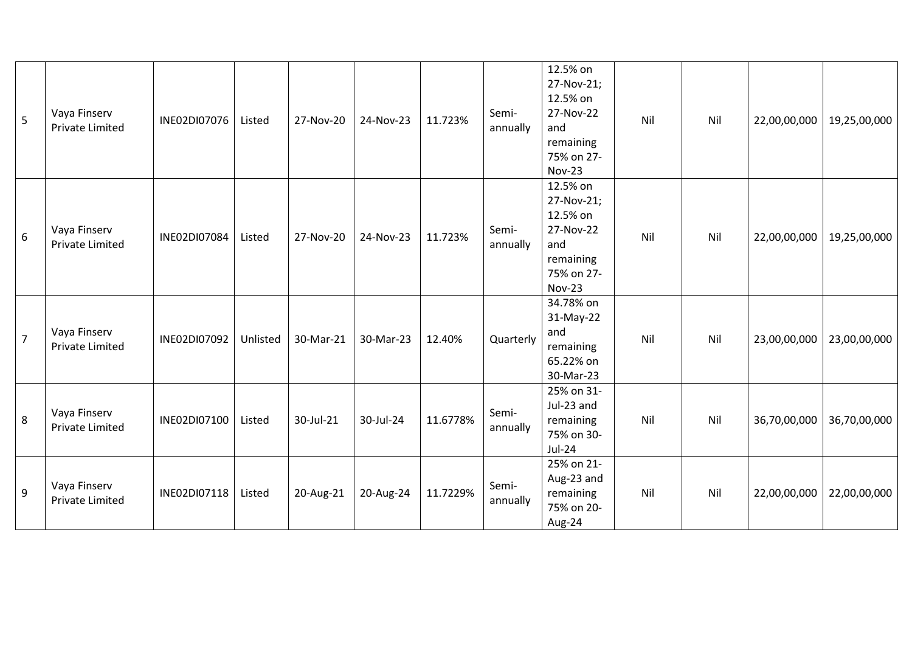| | | | | | | | | | | | | |
|---|---|---|---|---|---|---|---|---|---|---|---|---|
| 5 | Vaya Finserv Private Limited | INE02DI07076 | Listed | 27-Nov-20 | 24-Nov-23 | 11.723% | Semi-annually | 12.5% on 27-Nov-21; 12.5% on 27-Nov-22 and remaining 75% on 27-Nov-23 | Nil | Nil | 22,00,00,000 | 19,25,00,000 |
| 6 | Vaya Finserv Private Limited | INE02DI07084 | Listed | 27-Nov-20 | 24-Nov-23 | 11.723% | Semi-annually | 12.5% on 27-Nov-21; 12.5% on 27-Nov-22 and remaining 75% on 27-Nov-23 | Nil | Nil | 22,00,00,000 | 19,25,00,000 |
| 7 | Vaya Finserv Private Limited | INE02DI07092 | Unlisted | 30-Mar-21 | 30-Mar-23 | 12.40% | Quarterly | 34.78% on 31-May-22 and remaining 65.22% on 30-Mar-23 | Nil | Nil | 23,00,00,000 | 23,00,00,000 |
| 8 | Vaya Finserv Private Limited | INE02DI07100 | Listed | 30-Jul-21 | 30-Jul-24 | 11.6778% | Semi-annually | 25% on 31-Jul-23 and remaining 75% on 30-Jul-24 | Nil | Nil | 36,70,00,000 | 36,70,00,000 |
| 9 | Vaya Finserv Private Limited | INE02DI07118 | Listed | 20-Aug-21 | 20-Aug-24 | 11.7229% | Semi-annually | 25% on 21-Aug-23 and remaining 75% on 20-Aug-24 | Nil | Nil | 22,00,00,000 | 22,00,00,000 |